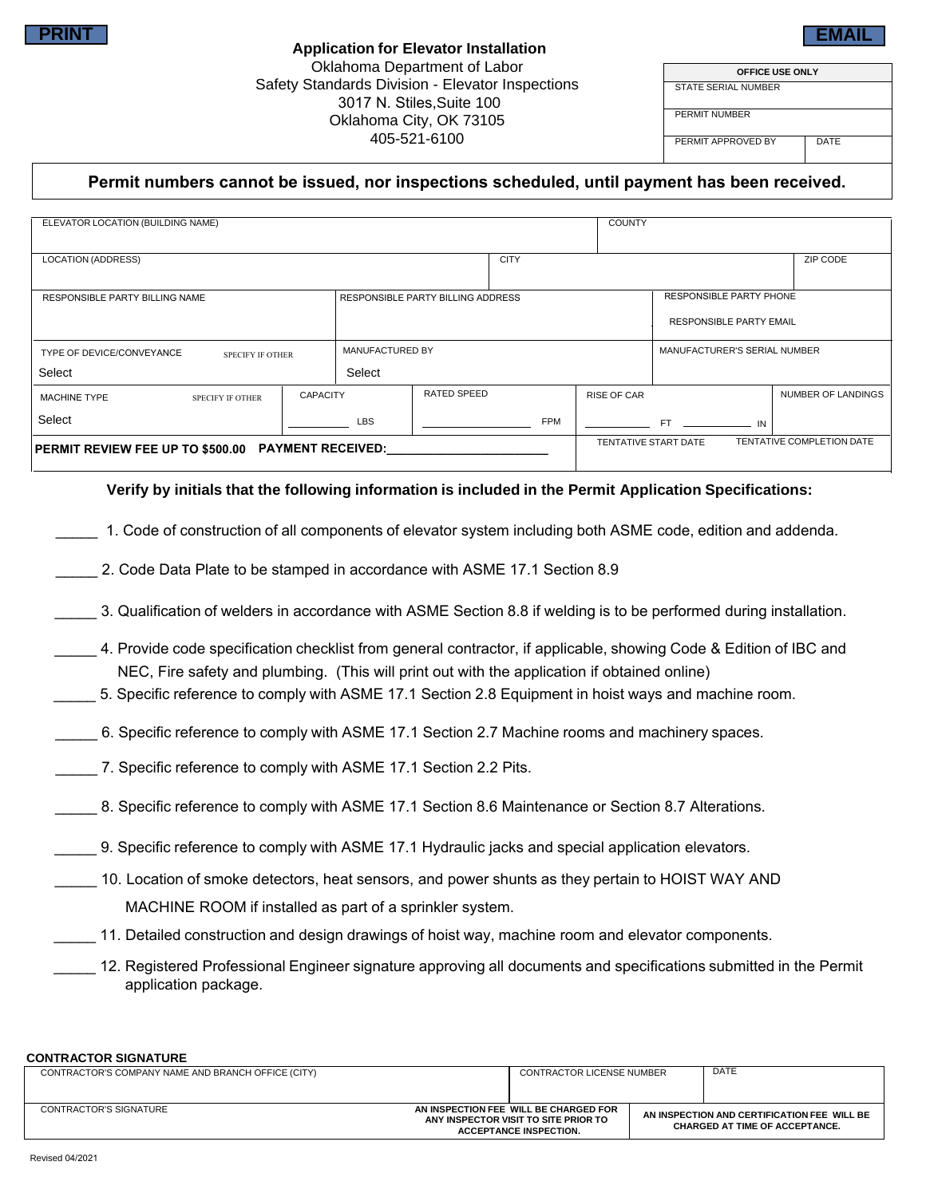PRINT

EMAIL

## Application for Elevator Installation

Oklahoma Department of Labor
Safety Standards Division - Elevator Inspections
3017 N. Stiles,Suite 100
Oklahoma City, OK 73105
405-521-6100

| OFFICE USE ONLY | |
|---|---|
| STATE SERIAL NUMBER | |
| PERMIT NUMBER | |
| PERMIT APPROVED BY | DATE |

**Permit numbers cannot be issued, nor inspections scheduled, until payment has been received.**

| ELEVATOR LOCATION (BUILDING NAME) | | | COUNTY | |
|---|---|---|---|---|
| LOCATION (ADDRESS) | | CITY | | ZIP CODE |
| RESPONSIBLE PARTY BILLING NAME | RESPONSIBLE PARTY BILLING ADDRESS | | RESPONSIBLE PARTY PHONE<br>RESPONSIBLE PARTY EMAIL | |
| TYPE OF DEVICE/CONVEYANCE SPECIFY IF OTHER<br>Select | MANUFACTURED BY<br>Select | | MANUFACTURER'S SERIAL NUMBER | |

| MACHINE TYPE SPECIFY IF OTHER | CAPACITY | RATED SPEED | RISE OF CAR | NUMBER OF LANDINGS |
|---|---|---|---|---|
| Select | ________ LBS | ________ FPM | ________ FT ________ IN | |
| **PERMIT REVIEW FEE UP TO $500.00 PAYMENT RECEIVED:________________** | | | TENTATIVE START DATE | TENTATIVE COMPLETION DATE |

**Verify by initials that the following information is included in the Permit Application Specifications:**

_____ 1. Code of construction of all components of elevator system including both ASME code, edition and addenda.

_____ 2. Code Data Plate to be stamped in accordance with ASME 17.1 Section 8.9

_____ 3. Qualification of welders in accordance with ASME Section 8.8 if welding is to be performed during installation.

_____ 4. Provide code specification checklist from general contractor, if applicable, showing Code & Edition of IBC and NEC, Fire safety and plumbing. (This will print out with the application if obtained online)

_____ 5. Specific reference to comply with ASME 17.1 Section 2.8 Equipment in hoist ways and machine room.

_____ 6. Specific reference to comply with ASME 17.1 Section 2.7 Machine rooms and machinery spaces.

_____ 7. Specific reference to comply with ASME 17.1 Section 2.2 Pits.

_____ 8. Specific reference to comply with ASME 17.1 Section 8.6 Maintenance or Section 8.7 Alterations.

_____ 9. Specific reference to comply with ASME 17.1 Hydraulic jacks and special application elevators.

_____ 10. Location of smoke detectors, heat sensors, and power shunts as they pertain to HOIST WAY AND MACHINE ROOM if installed as part of a sprinkler system.

_____ 11. Detailed construction and design drawings of hoist way, machine room and elevator components.

_____ 12. Registered Professional Engineer signature approving all documents and specifications submitted in the Permit application package.

**CONTRACTOR SIGNATURE**

| CONTRACTOR'S COMPANY NAME AND BRANCH OFFICE (CITY) | | CONTRACTOR LICENSE NUMBER | DATE |
|---|---|---|---|
| CONTRACTOR'S SIGNATURE | **AN INSPECTION FEE WILL BE CHARGED FOR ANY INSPECTOR VISIT TO SITE PRIOR TO ACCEPTANCE INSPECTION.** | **AN INSPECTION AND CERTIFICATION FEE WILL BE CHARGED AT TIME OF ACCEPTANCE.** | |

Revised 04/2021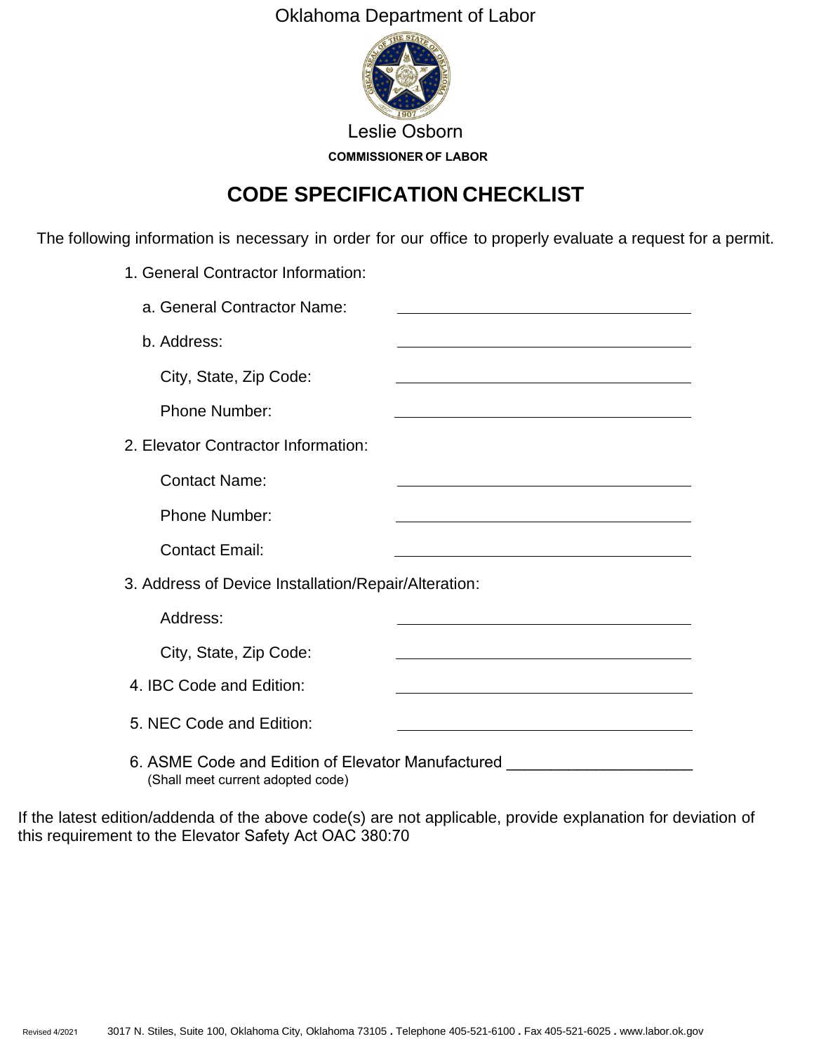Oklahoma Department of Labor

Leslie Osborn

**COMMISSIONER OF LABOR**

# CODE SPECIFICATION CHECKLIST

The following information is necessary in order for our office to properly evaluate a request for a permit.

1. General Contractor Information:

   a. General Contractor Name: ______________________________

   b. Address: ______________________________

   City, State, Zip Code: ______________________________

   Phone Number: ______________________________

2. Elevator Contractor Information:

   Contact Name: ______________________________

   Phone Number: ______________________________

   Contact Email: ______________________________

3. Address of Device Installation/Repair/Alteration:

   Address: ______________________________

   City, State, Zip Code: ______________________________

4. IBC Code and Edition: ______________________________

5. NEC Code and Edition: ______________________________

6. ASME Code and Edition of Elevator Manufactured ____________________
   (Shall meet current adopted code)

If the latest edition/addenda of the above code(s) are not applicable, provide explanation for deviation of this requirement to the Elevator Safety Act OAC 380:70

Revised 4/2021 3017 N. Stiles, Suite 100, Oklahoma City, Oklahoma 73105 . Telephone 405-521-6100 . Fax 405-521-6025 . www.labor.ok.gov